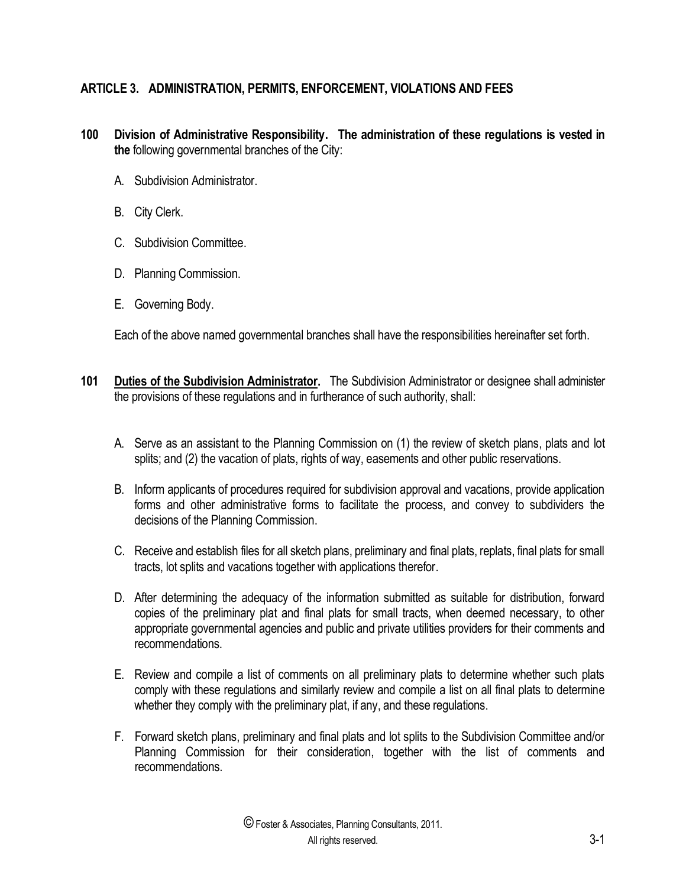## ARTICLE 3. ADMINISTRATION, PERMITS, ENFORCEMENT, VIOLATIONS AND FEES

**100 Division of Administrative Responsibility. The administration of these regulations is vested in the** following governmental branches of the City:

A. Subdivision Administrator.

B. City Clerk.

C. Subdivision Committee.

D. Planning Commission.

E. Governing Body.

Each of the above named governmental branches shall have the responsibilities hereinafter set forth.

**101 <u>Duties of the Subdivision Administrator</u>.** The Subdivision Administrator or designee shall administer the provisions of these regulations and in furtherance of such authority, shall:

A. Serve as an assistant to the Planning Commission on (1) the review of sketch plans, plats and lot splits; and (2) the vacation of plats, rights of way, easements and other public reservations.

B. Inform applicants of procedures required for subdivision approval and vacations, provide application forms and other administrative forms to facilitate the process, and convey to subdividers the decisions of the Planning Commission.

C. Receive and establish files for all sketch plans, preliminary and final plats, replats, final plats for small tracts, lot splits and vacations together with applications therefor.

D. After determining the adequacy of the information submitted as suitable for distribution, forward copies of the preliminary plat and final plats for small tracts, when deemed necessary, to other appropriate governmental agencies and public and private utilities providers for their comments and recommendations.

E. Review and compile a list of comments on all preliminary plats to determine whether such plats comply with these regulations and similarly review and compile a list on all final plats to determine whether they comply with the preliminary plat, if any, and these regulations.

F. Forward sketch plans, preliminary and final plats and lot splits to the Subdivision Committee and/or Planning Commission for their consideration, together with the list of comments and recommendations.

© Foster & Associates, Planning Consultants, 2011.
All rights reserved.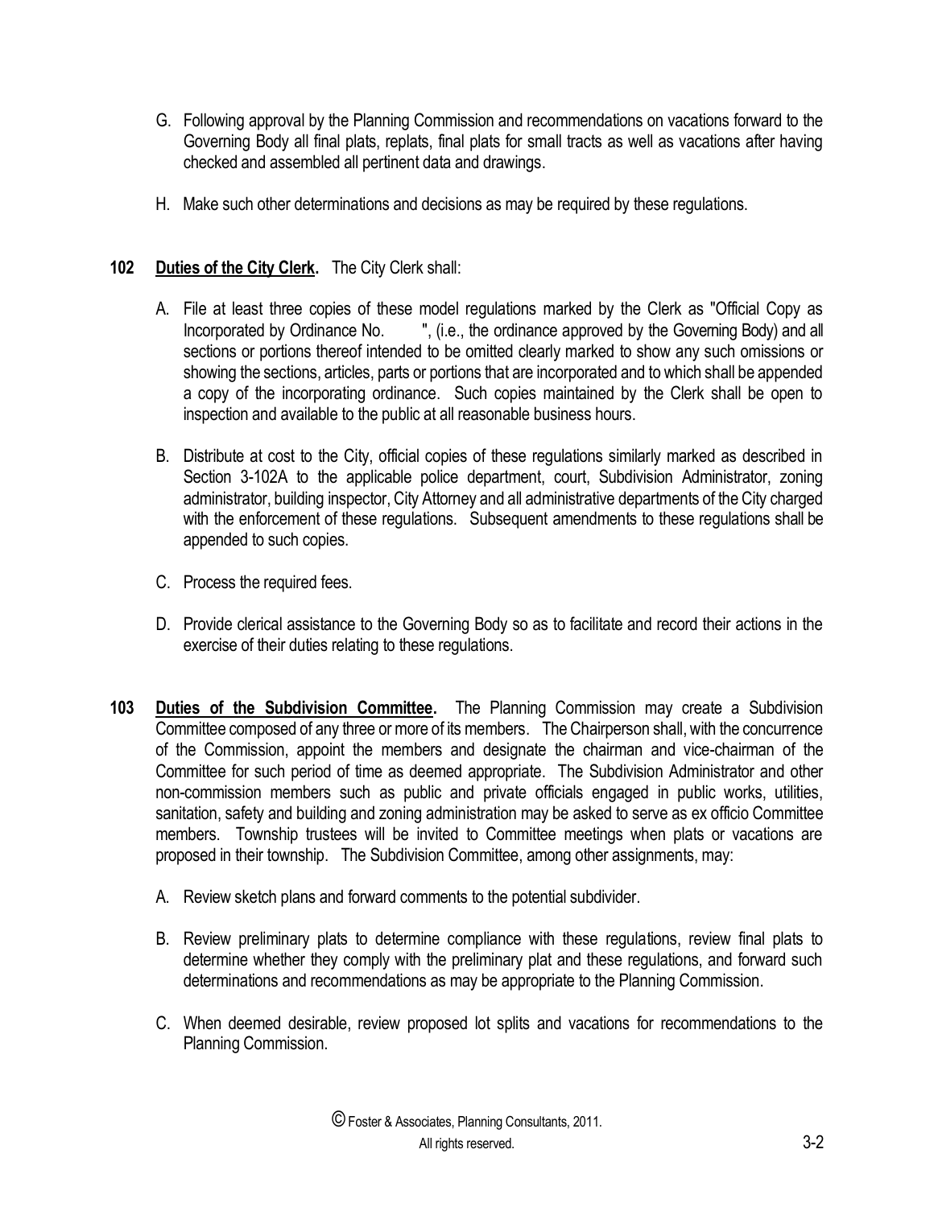G. Following approval by the Planning Commission and recommendations on vacations forward to the Governing Body all final plats, replats, final plats for small tracts as well as vacations after having checked and assembled all pertinent data and drawings.

H. Make such other determinations and decisions as may be required by these regulations.

**102 Duties of the City Clerk.** The City Clerk shall:

A. File at least three copies of these model regulations marked by the Clerk as "Official Copy as Incorporated by Ordinance No. ", (i.e., the ordinance approved by the Governing Body) and all sections or portions thereof intended to be omitted clearly marked to show any such omissions or showing the sections, articles, parts or portions that are incorporated and to which shall be appended a copy of the incorporating ordinance. Such copies maintained by the Clerk shall be open to inspection and available to the public at all reasonable business hours.

B. Distribute at cost to the City, official copies of these regulations similarly marked as described in Section 3-102A to the applicable police department, court, Subdivision Administrator, zoning administrator, building inspector, City Attorney and all administrative departments of the City charged with the enforcement of these regulations. Subsequent amendments to these regulations shall be appended to such copies.

C. Process the required fees.

D. Provide clerical assistance to the Governing Body so as to facilitate and record their actions in the exercise of their duties relating to these regulations.

**103 Duties of the Subdivision Committee.** The Planning Commission may create a Subdivision Committee composed of any three or more of its members. The Chairperson shall, with the concurrence of the Commission, appoint the members and designate the chairman and vice-chairman of the Committee for such period of time as deemed appropriate. The Subdivision Administrator and other non-commission members such as public and private officials engaged in public works, utilities, sanitation, safety and building and zoning administration may be asked to serve as ex officio Committee members. Township trustees will be invited to Committee meetings when plats or vacations are proposed in their township. The Subdivision Committee, among other assignments, may:

A. Review sketch plans and forward comments to the potential subdivider.

B. Review preliminary plats to determine compliance with these regulations, review final plats to determine whether they comply with the preliminary plat and these regulations, and forward such determinations and recommendations as may be appropriate to the Planning Commission.

C. When deemed desirable, review proposed lot splits and vacations for recommendations to the Planning Commission.

© Foster & Associates, Planning Consultants, 2011.
All rights reserved.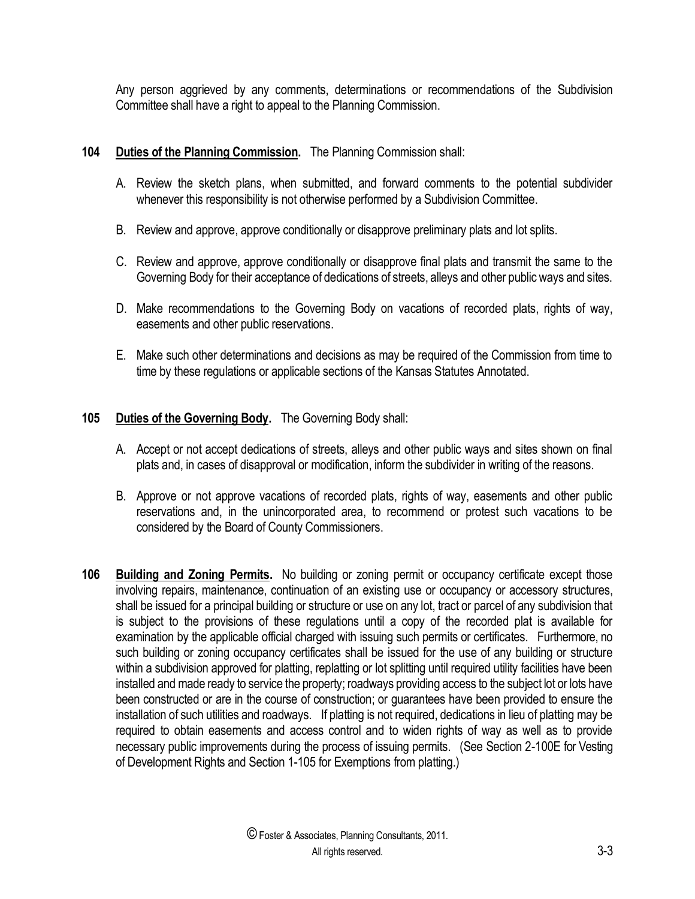Any person aggrieved by any comments, determinations or recommendations of the Subdivision Committee shall have a right to appeal to the Planning Commission.

**104 <u>Duties of the Planning Commission</u>.** The Planning Commission shall:

A. Review the sketch plans, when submitted, and forward comments to the potential subdivider whenever this responsibility is not otherwise performed by a Subdivision Committee.

B. Review and approve, approve conditionally or disapprove preliminary plats and lot splits.

C. Review and approve, approve conditionally or disapprove final plats and transmit the same to the Governing Body for their acceptance of dedications of streets, alleys and other public ways and sites.

D. Make recommendations to the Governing Body on vacations of recorded plats, rights of way, easements and other public reservations.

E. Make such other determinations and decisions as may be required of the Commission from time to time by these regulations or applicable sections of the Kansas Statutes Annotated.

**105 <u>Duties of the Governing Body</u>.** The Governing Body shall:

A. Accept or not accept dedications of streets, alleys and other public ways and sites shown on final plats and, in cases of disapproval or modification, inform the subdivider in writing of the reasons.

B. Approve or not approve vacations of recorded plats, rights of way, easements and other public reservations and, in the unincorporated area, to recommend or protest such vacations to be considered by the Board of County Commissioners.

**106 <u>Building and Zoning Permits</u>.** No building or zoning permit or occupancy certificate except those involving repairs, maintenance, continuation of an existing use or occupancy or accessory structures, shall be issued for a principal building or structure or use on any lot, tract or parcel of any subdivision that is subject to the provisions of these regulations until a copy of the recorded plat is available for examination by the applicable official charged with issuing such permits or certificates. Furthermore, no such building or zoning occupancy certificates shall be issued for the use of any building or structure within a subdivision approved for platting, replatting or lot splitting until required utility facilities have been installed and made ready to service the property; roadways providing access to the subject lot or lots have been constructed or are in the course of construction; or guarantees have been provided to ensure the installation of such utilities and roadways. If platting is not required, dedications in lieu of platting may be required to obtain easements and access control and to widen rights of way as well as to provide necessary public improvements during the process of issuing permits. (See Section 2-100E for Vesting of Development Rights and Section 1-105 for Exemptions from platting.)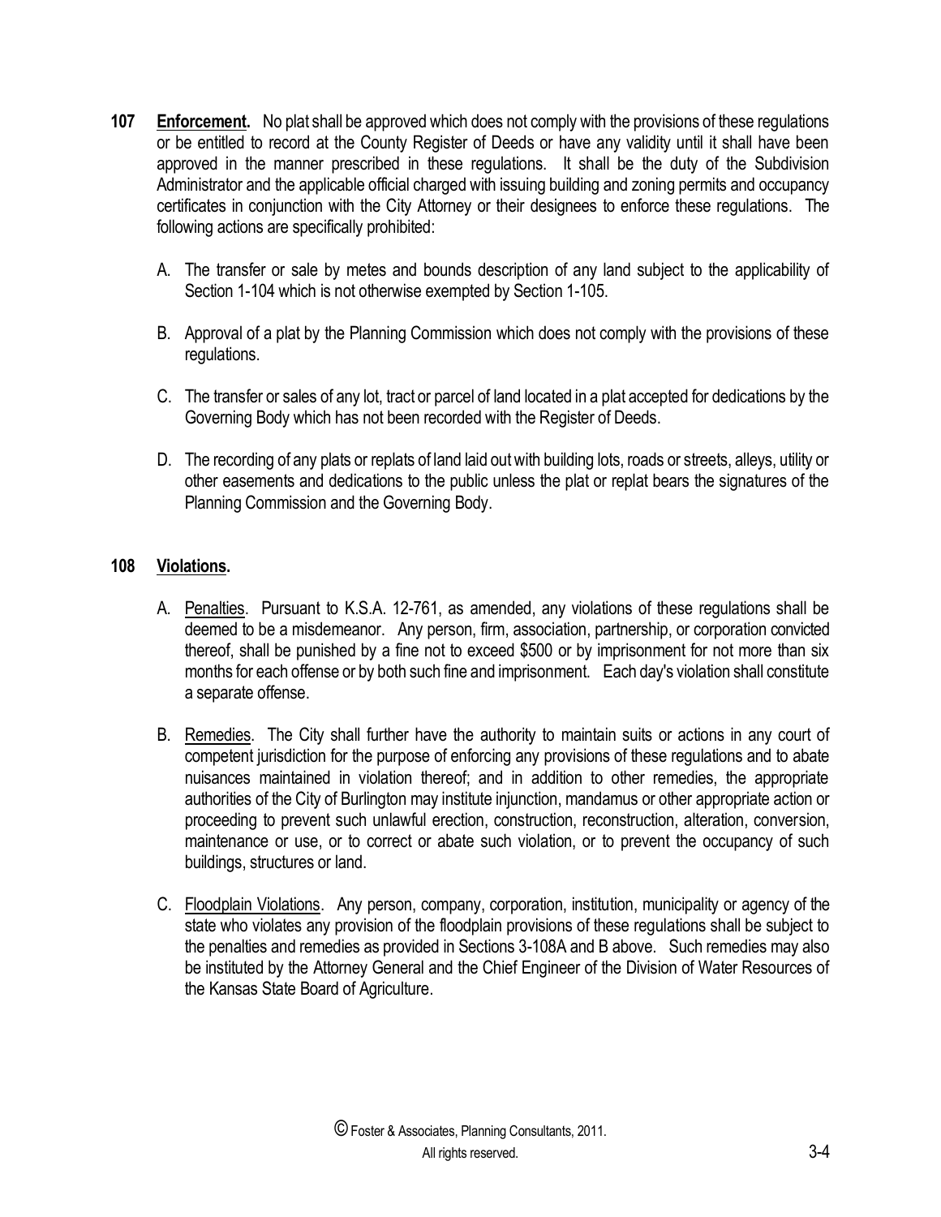**107 Enforcement.** No plat shall be approved which does not comply with the provisions of these regulations or be entitled to record at the County Register of Deeds or have any validity until it shall have been approved in the manner prescribed in these regulations. It shall be the duty of the Subdivision Administrator and the applicable official charged with issuing building and zoning permits and occupancy certificates in conjunction with the City Attorney or their designees to enforce these regulations. The following actions are specifically prohibited:

A. The transfer or sale by metes and bounds description of any land subject to the applicability of Section 1-104 which is not otherwise exempted by Section 1-105.

B. Approval of a plat by the Planning Commission which does not comply with the provisions of these regulations.

C. The transfer or sales of any lot, tract or parcel of land located in a plat accepted for dedications by the Governing Body which has not been recorded with the Register of Deeds.

D. The recording of any plats or replats of land laid out with building lots, roads or streets, alleys, utility or other easements and dedications to the public unless the plat or replat bears the signatures of the Planning Commission and the Governing Body.

**108 Violations.**

A. Penalties. Pursuant to K.S.A. 12-761, as amended, any violations of these regulations shall be deemed to be a misdemeanor. Any person, firm, association, partnership, or corporation convicted thereof, shall be punished by a fine not to exceed $500 or by imprisonment for not more than six months for each offense or by both such fine and imprisonment. Each day's violation shall constitute a separate offense.

B. Remedies. The City shall further have the authority to maintain suits or actions in any court of competent jurisdiction for the purpose of enforcing any provisions of these regulations and to abate nuisances maintained in violation thereof; and in addition to other remedies, the appropriate authorities of the City of Burlington may institute injunction, mandamus or other appropriate action or proceeding to prevent such unlawful erection, construction, reconstruction, alteration, conversion, maintenance or use, or to correct or abate such violation, or to prevent the occupancy of such buildings, structures or land.

C. Floodplain Violations. Any person, company, corporation, institution, municipality or agency of the state who violates any provision of the floodplain provisions of these regulations shall be subject to the penalties and remedies as provided in Sections 3-108A and B above. Such remedies may also be instituted by the Attorney General and the Chief Engineer of the Division of Water Resources of the Kansas State Board of Agriculture.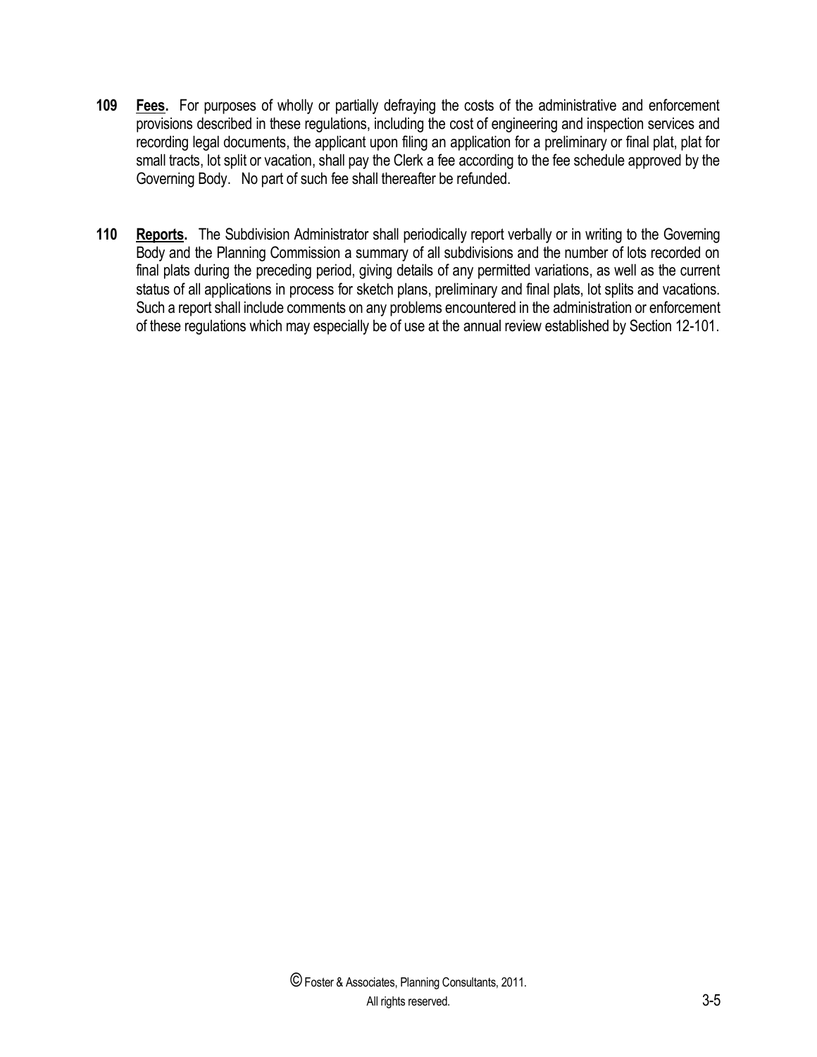**109** **Fees.** For purposes of wholly or partially defraying the costs of the administrative and enforcement provisions described in these regulations, including the cost of engineering and inspection services and recording legal documents, the applicant upon filing an application for a preliminary or final plat, plat for small tracts, lot split or vacation, shall pay the Clerk a fee according to the fee schedule approved by the Governing Body. No part of such fee shall thereafter be refunded.

**110** **Reports.** The Subdivision Administrator shall periodically report verbally or in writing to the Governing Body and the Planning Commission a summary of all subdivisions and the number of lots recorded on final plats during the preceding period, giving details of any permitted variations, as well as the current status of all applications in process for sketch plans, preliminary and final plats, lot splits and vacations. Such a report shall include comments on any problems encountered in the administration or enforcement of these regulations which may especially be of use at the annual review established by Section 12-101.

© Foster & Associates, Planning Consultants, 2011.
All rights reserved.